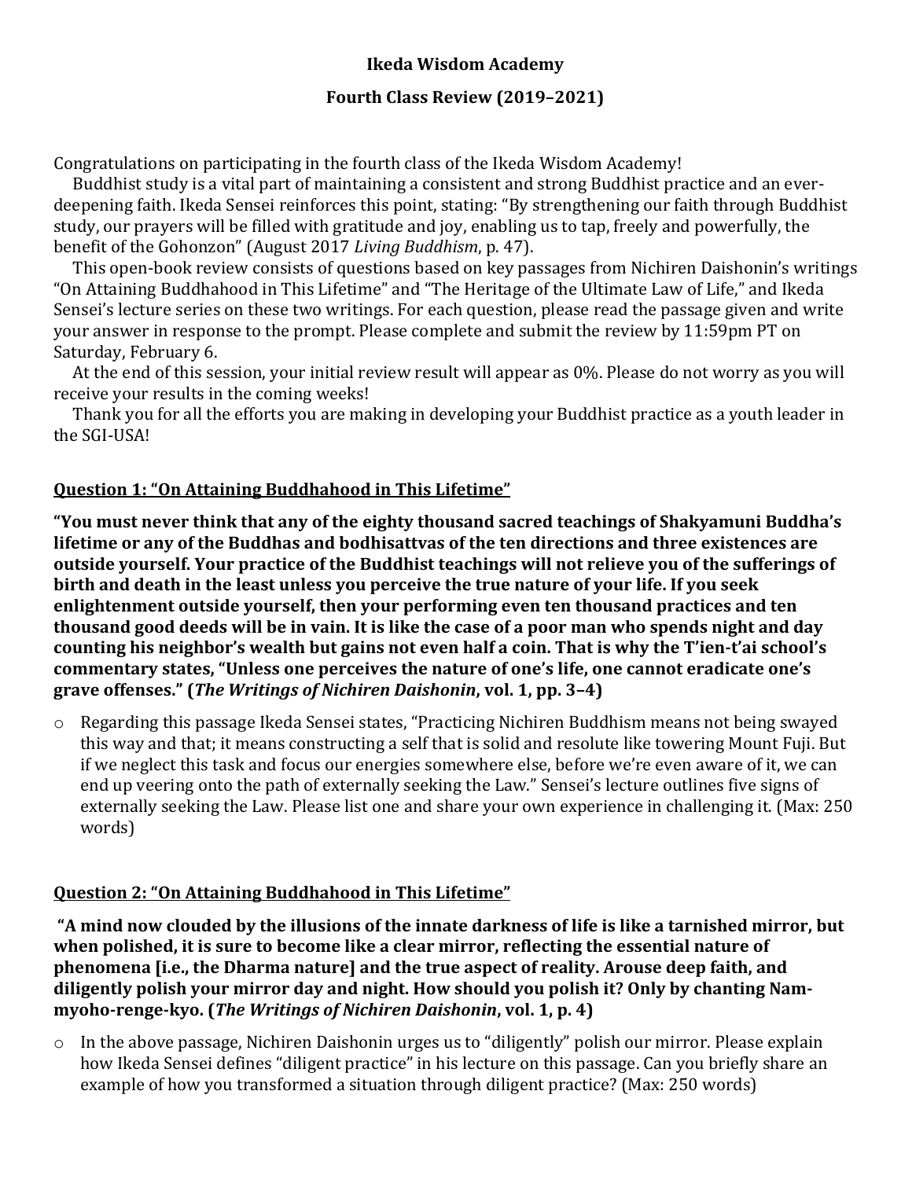**Ikeda Wisdom Academy**

**Fourth Class Review (2019–2021)**

Congratulations on participating in the fourth class of the Ikeda Wisdom Academy!

Buddhist study is a vital part of maintaining a consistent and strong Buddhist practice and an ever-deepening faith. Ikeda Sensei reinforces this point, stating: "By strengthening our faith through Buddhist study, our prayers will be filled with gratitude and joy, enabling us to tap, freely and powerfully, the benefit of the Gohonzon" (August 2017 *Living Buddhism*, p. 47).

This open-book review consists of questions based on key passages from Nichiren Daishonin's writings "On Attaining Buddhahood in This Lifetime" and "The Heritage of the Ultimate Law of Life," and Ikeda Sensei's lecture series on these two writings. For each question, please read the passage given and write your answer in response to the prompt. Please complete and submit the review by 11:59pm PT on Saturday, February 6.

At the end of this session, your initial review result will appear as 0%. Please do not worry as you will receive your results in the coming weeks!

Thank you for all the efforts you are making in developing your Buddhist practice as a youth leader in the SGI-USA!

## Question 1: "On Attaining Buddhahood in This Lifetime"

**"You must never think that any of the eighty thousand sacred teachings of Shakyamuni Buddha's lifetime or any of the Buddhas and bodhisattvas of the ten directions and three existences are outside yourself. Your practice of the Buddhist teachings will not relieve you of the sufferings of birth and death in the least unless you perceive the true nature of your life. If you seek enlightenment outside yourself, then your performing even ten thousand practices and ten thousand good deeds will be in vain. It is like the case of a poor man who spends night and day counting his neighbor's wealth but gains not even half a coin. That is why the T'ien-t'ai school's commentary states, "Unless one perceives the nature of one's life, one cannot eradicate one's grave offenses." (*The Writings of Nichiren Daishonin*, vol. 1, pp. 3–4)**

- Regarding this passage Ikeda Sensei states, "Practicing Nichiren Buddhism means not being swayed this way and that; it means constructing a self that is solid and resolute like towering Mount Fuji. But if we neglect this task and focus our energies somewhere else, before we're even aware of it, we can end up veering onto the path of externally seeking the Law." Sensei's lecture outlines five signs of externally seeking the Law. Please list one and share your own experience in challenging it. (Max: 250 words)

## Question 2: "On Attaining Buddhahood in This Lifetime"

**"A mind now clouded by the illusions of the innate darkness of life is like a tarnished mirror, but when polished, it is sure to become like a clear mirror, reflecting the essential nature of phenomena [i.e., the Dharma nature] and the true aspect of reality. Arouse deep faith, and diligently polish your mirror day and night. How should you polish it? Only by chanting Nam-myoho-renge-kyo. (*The Writings of Nichiren Daishonin*, vol. 1, p. 4)**

- In the above passage, Nichiren Daishonin urges us to "diligently" polish our mirror. Please explain how Ikeda Sensei defines "diligent practice" in his lecture on this passage. Can you briefly share an example of how you transformed a situation through diligent practice? (Max: 250 words)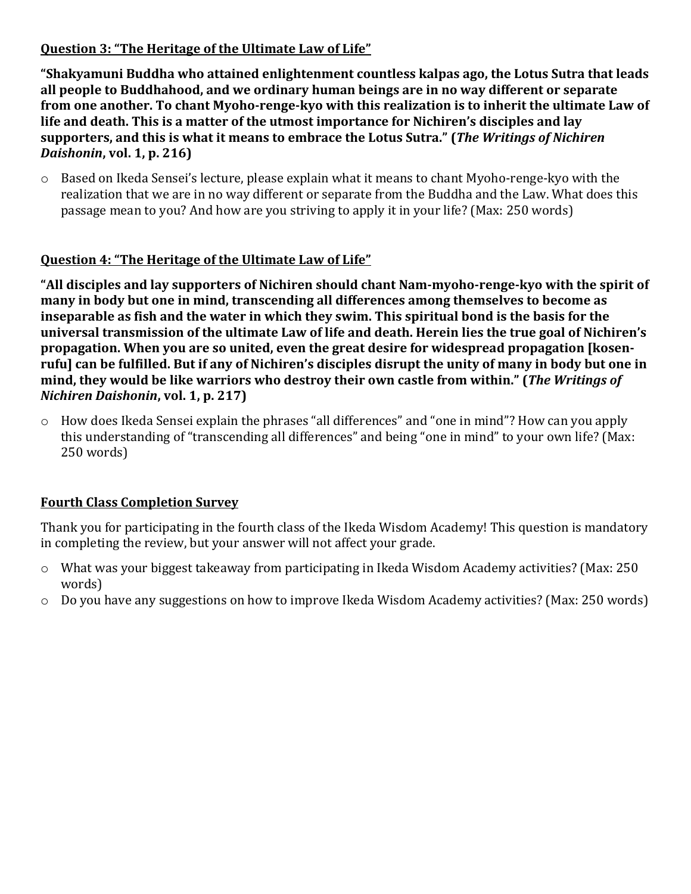**<u>Question 3: "The Heritage of the Ultimate Law of Life"</u>**

**"Shakyamuni Buddha who attained enlightenment countless kalpas ago, the Lotus Sutra that leads all people to Buddhahood, and we ordinary human beings are in no way different or separate from one another. To chant Myoho-renge-kyo with this realization is to inherit the ultimate Law of life and death. This is a matter of the utmost importance for Nichiren's disciples and lay supporters, and this is what it means to embrace the Lotus Sutra." (*The Writings of Nichiren Daishonin*, vol. 1, p. 216)**

- Based on Ikeda Sensei's lecture, please explain what it means to chant Myoho-renge-kyo with the realization that we are in no way different or separate from the Buddha and the Law. What does this passage mean to you? And how are you striving to apply it in your life? (Max: 250 words)

**<u>Question 4: "The Heritage of the Ultimate Law of Life"</u>**

**"All disciples and lay supporters of Nichiren should chant Nam-myoho-renge-kyo with the spirit of many in body but one in mind, transcending all differences among themselves to become as inseparable as fish and the water in which they swim. This spiritual bond is the basis for the universal transmission of the ultimate Law of life and death. Herein lies the true goal of Nichiren's propagation. When you are so united, even the great desire for widespread propagation [kosen-rufu] can be fulfilled. But if any of Nichiren's disciples disrupt the unity of many in body but one in mind, they would be like warriors who destroy their own castle from within." (*The Writings of Nichiren Daishonin*, vol. 1, p. 217)**

- How does Ikeda Sensei explain the phrases "all differences" and "one in mind"? How can you apply this understanding of "transcending all differences" and being "one in mind" to your own life? (Max: 250 words)

**<u>Fourth Class Completion Survey</u>**

Thank you for participating in the fourth class of the Ikeda Wisdom Academy! This question is mandatory in completing the review, but your answer will not affect your grade.

- What was your biggest takeaway from participating in Ikeda Wisdom Academy activities? (Max: 250 words)
- Do you have any suggestions on how to improve Ikeda Wisdom Academy activities? (Max: 250 words)